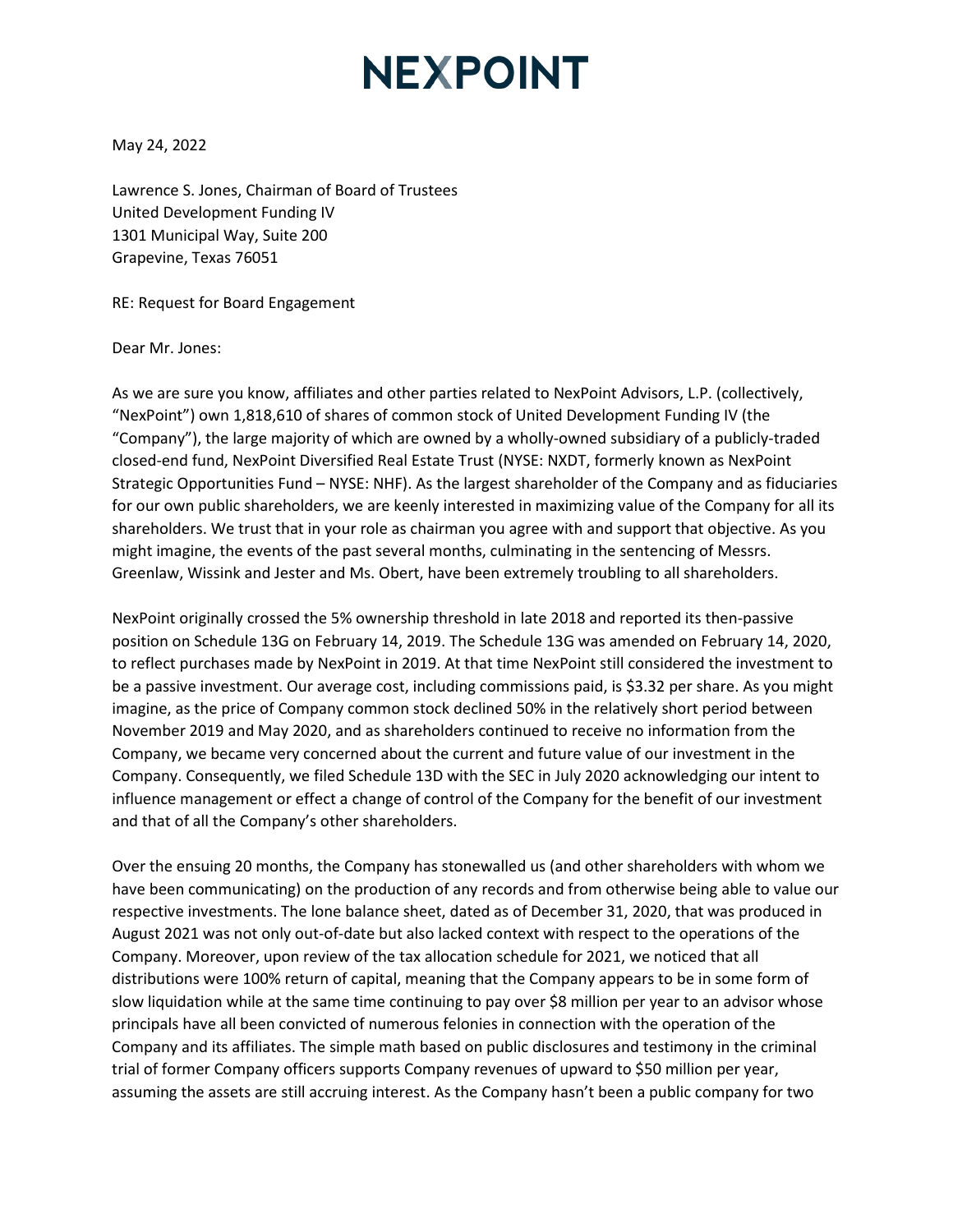# NEXPOINT

May 24, 2022

Lawrence S. Jones, Chairman of Board of Trustees
United Development Funding IV
1301 Municipal Way, Suite 200
Grapevine, Texas 76051

RE: Request for Board Engagement

Dear Mr. Jones:

As we are sure you know, affiliates and other parties related to NexPoint Advisors, L.P. (collectively, "NexPoint") own 1,818,610 of shares of common stock of United Development Funding IV (the "Company"), the large majority of which are owned by a wholly-owned subsidiary of a publicly-traded closed-end fund, NexPoint Diversified Real Estate Trust (NYSE: NXDT, formerly known as NexPoint Strategic Opportunities Fund – NYSE: NHF). As the largest shareholder of the Company and as fiduciaries for our own public shareholders, we are keenly interested in maximizing value of the Company for all its shareholders. We trust that in your role as chairman you agree with and support that objective. As you might imagine, the events of the past several months, culminating in the sentencing of Messrs. Greenlaw, Wissink and Jester and Ms. Obert, have been extremely troubling to all shareholders.

NexPoint originally crossed the 5% ownership threshold in late 2018 and reported its then-passive position on Schedule 13G on February 14, 2019. The Schedule 13G was amended on February 14, 2020, to reflect purchases made by NexPoint in 2019. At that time NexPoint still considered the investment to be a passive investment. Our average cost, including commissions paid, is $3.32 per share. As you might imagine, as the price of Company common stock declined 50% in the relatively short period between November 2019 and May 2020, and as shareholders continued to receive no information from the Company, we became very concerned about the current and future value of our investment in the Company. Consequently, we filed Schedule 13D with the SEC in July 2020 acknowledging our intent to influence management or effect a change of control of the Company for the benefit of our investment and that of all the Company's other shareholders.

Over the ensuing 20 months, the Company has stonewalled us (and other shareholders with whom we have been communicating) on the production of any records and from otherwise being able to value our respective investments. The lone balance sheet, dated as of December 31, 2020, that was produced in August 2021 was not only out-of-date but also lacked context with respect to the operations of the Company. Moreover, upon review of the tax allocation schedule for 2021, we noticed that all distributions were 100% return of capital, meaning that the Company appears to be in some form of slow liquidation while at the same time continuing to pay over $8 million per year to an advisor whose principals have all been convicted of numerous felonies in connection with the operation of the Company and its affiliates. The simple math based on public disclosures and testimony in the criminal trial of former Company officers supports Company revenues of upward to $50 million per year, assuming the assets are still accruing interest. As the Company hasn't been a public company for two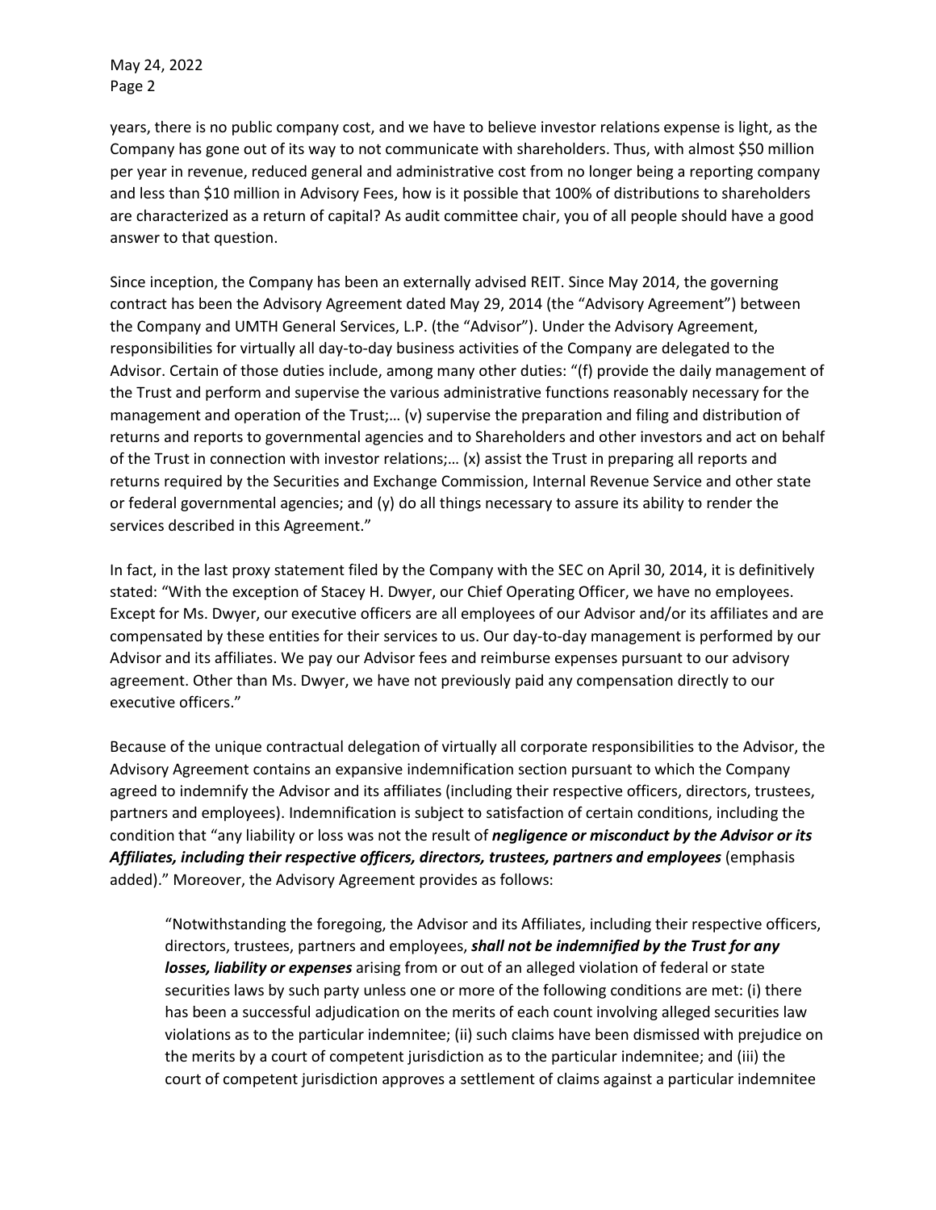years, there is no public company cost, and we have to believe investor relations expense is light, as the Company has gone out of its way to not communicate with shareholders. Thus, with almost $50 million per year in revenue, reduced general and administrative cost from no longer being a reporting company and less than $10 million in Advisory Fees, how is it possible that 100% of distributions to shareholders are characterized as a return of capital? As audit committee chair, you of all people should have a good answer to that question.

Since inception, the Company has been an externally advised REIT. Since May 2014, the governing contract has been the Advisory Agreement dated May 29, 2014 (the "Advisory Agreement") between the Company and UMTH General Services, L.P. (the "Advisor"). Under the Advisory Agreement, responsibilities for virtually all day-to-day business activities of the Company are delegated to the Advisor. Certain of those duties include, among many other duties: "(f) provide the daily management of the Trust and perform and supervise the various administrative functions reasonably necessary for the management and operation of the Trust;… (v) supervise the preparation and filing and distribution of returns and reports to governmental agencies and to Shareholders and other investors and act on behalf of the Trust in connection with investor relations;… (x) assist the Trust in preparing all reports and returns required by the Securities and Exchange Commission, Internal Revenue Service and other state or federal governmental agencies; and (y) do all things necessary to assure its ability to render the services described in this Agreement."

In fact, in the last proxy statement filed by the Company with the SEC on April 30, 2014, it is definitively stated: "With the exception of Stacey H. Dwyer, our Chief Operating Officer, we have no employees. Except for Ms. Dwyer, our executive officers are all employees of our Advisor and/or its affiliates and are compensated by these entities for their services to us. Our day-to-day management is performed by our Advisor and its affiliates. We pay our Advisor fees and reimburse expenses pursuant to our advisory agreement. Other than Ms. Dwyer, we have not previously paid any compensation directly to our executive officers."

Because of the unique contractual delegation of virtually all corporate responsibilities to the Advisor, the Advisory Agreement contains an expansive indemnification section pursuant to which the Company agreed to indemnify the Advisor and its affiliates (including their respective officers, directors, trustees, partners and employees). Indemnification is subject to satisfaction of certain conditions, including the condition that "any liability or loss was not the result of ***negligence or misconduct by the Advisor or its Affiliates, including their respective officers, directors, trustees, partners and employees*** (emphasis added)." Moreover, the Advisory Agreement provides as follows:

> "Notwithstanding the foregoing, the Advisor and its Affiliates, including their respective officers, directors, trustees, partners and employees, ***shall not be indemnified by the Trust for any losses, liability or expenses*** arising from or out of an alleged violation of federal or state securities laws by such party unless one or more of the following conditions are met: (i) there has been a successful adjudication on the merits of each count involving alleged securities law violations as to the particular indemnitee; (ii) such claims have been dismissed with prejudice on the merits by a court of competent jurisdiction as to the particular indemnitee; and (iii) the court of competent jurisdiction approves a settlement of claims against a particular indemnitee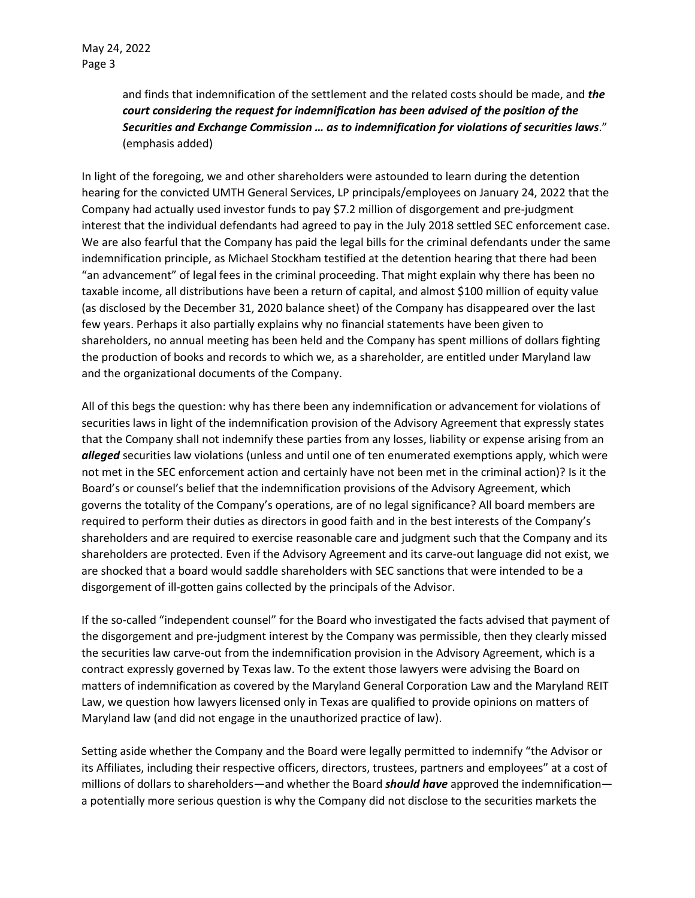and finds that indemnification of the settlement and the related costs should be made, and ***the court considering the request for indemnification has been advised of the position of the Securities and Exchange Commission … as to indemnification for violations of securities laws***." (emphasis added)

In light of the foregoing, we and other shareholders were astounded to learn during the detention hearing for the convicted UMTH General Services, LP principals/employees on January 24, 2022 that the Company had actually used investor funds to pay $7.2 million of disgorgement and pre-judgment interest that the individual defendants had agreed to pay in the July 2018 settled SEC enforcement case. We are also fearful that the Company has paid the legal bills for the criminal defendants under the same indemnification principle, as Michael Stockham testified at the detention hearing that there had been "an advancement" of legal fees in the criminal proceeding. That might explain why there has been no taxable income, all distributions have been a return of capital, and almost $100 million of equity value (as disclosed by the December 31, 2020 balance sheet) of the Company has disappeared over the last few years. Perhaps it also partially explains why no financial statements have been given to shareholders, no annual meeting has been held and the Company has spent millions of dollars fighting the production of books and records to which we, as a shareholder, are entitled under Maryland law and the organizational documents of the Company.

All of this begs the question: why has there been any indemnification or advancement for violations of securities laws in light of the indemnification provision of the Advisory Agreement that expressly states that the Company shall not indemnify these parties from any losses, liability or expense arising from an ***alleged*** securities law violations (unless and until one of ten enumerated exemptions apply, which were not met in the SEC enforcement action and certainly have not been met in the criminal action)? Is it the Board's or counsel's belief that the indemnification provisions of the Advisory Agreement, which governs the totality of the Company's operations, are of no legal significance? All board members are required to perform their duties as directors in good faith and in the best interests of the Company's shareholders and are required to exercise reasonable care and judgment such that the Company and its shareholders are protected. Even if the Advisory Agreement and its carve-out language did not exist, we are shocked that a board would saddle shareholders with SEC sanctions that were intended to be a disgorgement of ill-gotten gains collected by the principals of the Advisor.

If the so-called "independent counsel" for the Board who investigated the facts advised that payment of the disgorgement and pre-judgment interest by the Company was permissible, then they clearly missed the securities law carve-out from the indemnification provision in the Advisory Agreement, which is a contract expressly governed by Texas law. To the extent those lawyers were advising the Board on matters of indemnification as covered by the Maryland General Corporation Law and the Maryland REIT Law, we question how lawyers licensed only in Texas are qualified to provide opinions on matters of Maryland law (and did not engage in the unauthorized practice of law).

Setting aside whether the Company and the Board were legally permitted to indemnify "the Advisor or its Affiliates, including their respective officers, directors, trustees, partners and employees" at a cost of millions of dollars to shareholders—and whether the Board ***should have*** approved the indemnification—a potentially more serious question is why the Company did not disclose to the securities markets the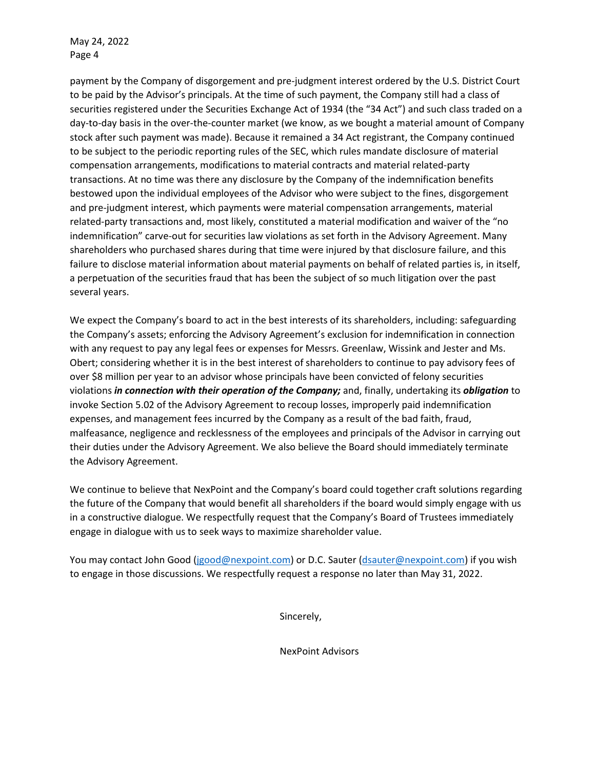payment by the Company of disgorgement and pre-judgment interest ordered by the U.S. District Court to be paid by the Advisor's principals. At the time of such payment, the Company still had a class of securities registered under the Securities Exchange Act of 1934 (the "34 Act") and such class traded on a day-to-day basis in the over-the-counter market (we know, as we bought a material amount of Company stock after such payment was made). Because it remained a 34 Act registrant, the Company continued to be subject to the periodic reporting rules of the SEC, which rules mandate disclosure of material compensation arrangements, modifications to material contracts and material related-party transactions. At no time was there any disclosure by the Company of the indemnification benefits bestowed upon the individual employees of the Advisor who were subject to the fines, disgorgement and pre-judgment interest, which payments were material compensation arrangements, material related-party transactions and, most likely, constituted a material modification and waiver of the "no indemnification" carve-out for securities law violations as set forth in the Advisory Agreement. Many shareholders who purchased shares during that time were injured by that disclosure failure, and this failure to disclose material information about material payments on behalf of related parties is, in itself, a perpetuation of the securities fraud that has been the subject of so much litigation over the past several years.

We expect the Company's board to act in the best interests of its shareholders, including: safeguarding the Company's assets; enforcing the Advisory Agreement's exclusion for indemnification in connection with any request to pay any legal fees or expenses for Messrs. Greenlaw, Wissink and Jester and Ms. Obert; considering whether it is in the best interest of shareholders to continue to pay advisory fees of over $8 million per year to an advisor whose principals have been convicted of felony securities violations ***in connection with their operation of the Company;*** and, finally, undertaking its ***obligation*** to invoke Section 5.02 of the Advisory Agreement to recoup losses, improperly paid indemnification expenses, and management fees incurred by the Company as a result of the bad faith, fraud, malfeasance, negligence and recklessness of the employees and principals of the Advisor in carrying out their duties under the Advisory Agreement. We also believe the Board should immediately terminate the Advisory Agreement.

We continue to believe that NexPoint and the Company's board could together craft solutions regarding the future of the Company that would benefit all shareholders if the board would simply engage with us in a constructive dialogue. We respectfully request that the Company's Board of Trustees immediately engage in dialogue with us to seek ways to maximize shareholder value.

You may contact John Good (jgood@nexpoint.com) or D.C. Sauter (dsauter@nexpoint.com) if you wish to engage in those discussions. We respectfully request a response no later than May 31, 2022.

Sincerely,

NexPoint Advisors